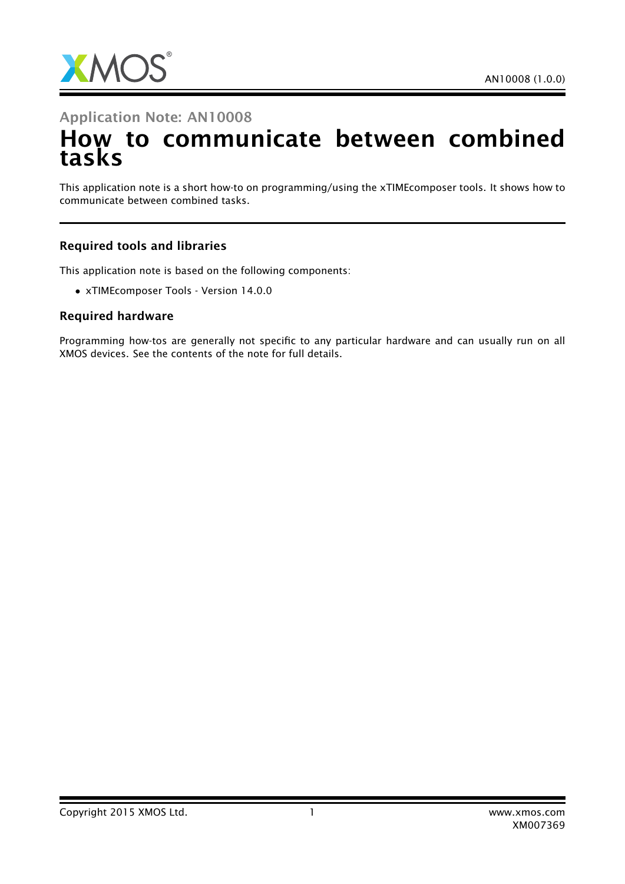Application Note: AN10008

# How to communicate between combined tasks

This application note is a short how-to on programming/using the xTIMEcomposer tools. It shows how to communicate between combined tasks.

### Required tools and libraries

This application note is based on the following components:

- xTIMEcomposer Tools - Version 14.0.0

### Required hardware

Programming how-tos are generally not specific to any particular hardware and can usually run on all XMOS devices. See the contents of the note for full details.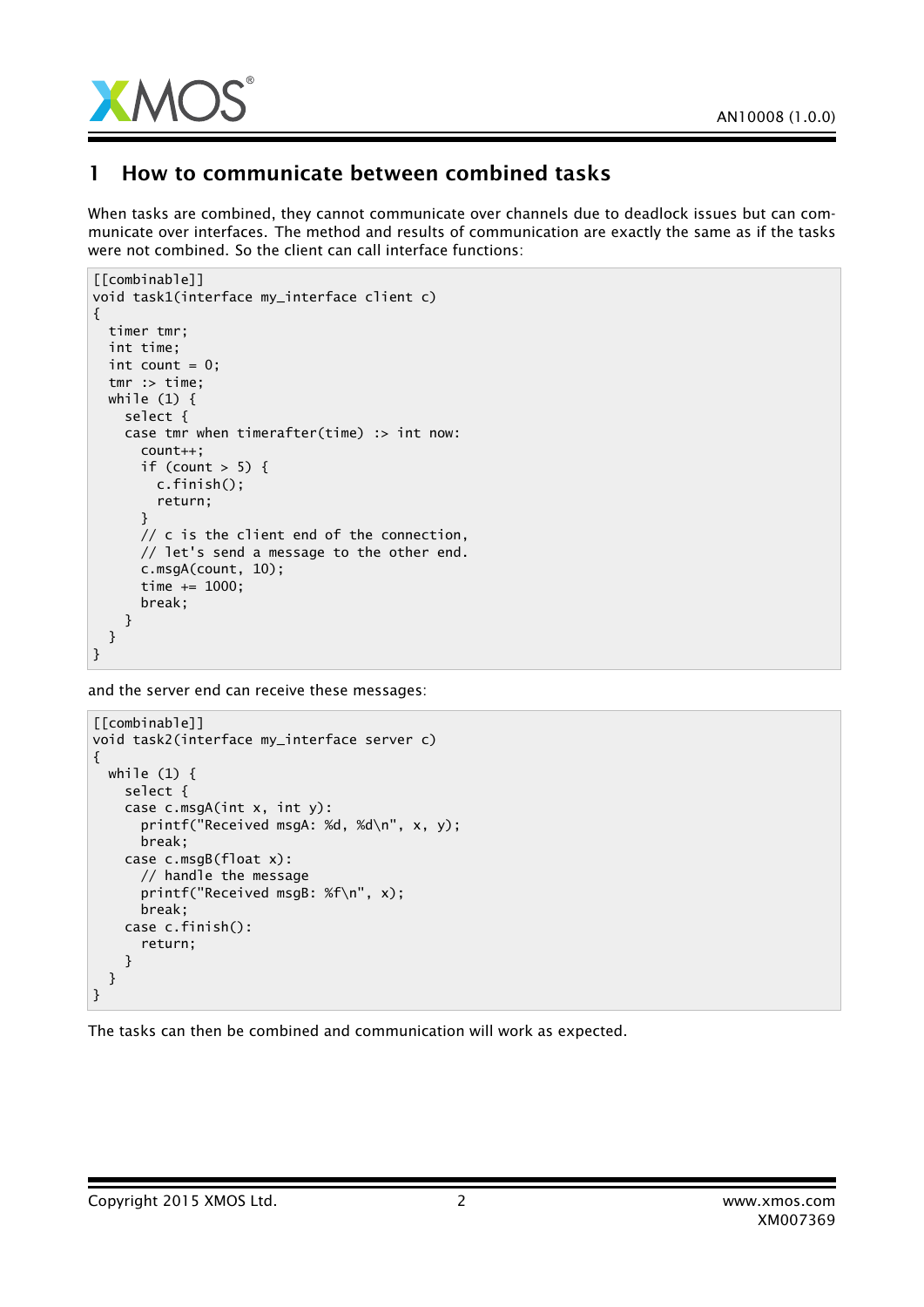# 1 How to communicate between combined tasks

When tasks are combined, they cannot communicate over channels due to deadlock issues but can communicate over interfaces. The method and results of communication are exactly the same as if the tasks were not combined. So the client can call interface functions:

```
[[combinable]]
void task1(interface my_interface client c)
{
  timer tmr;
  int time;
  int count = 0;
  tmr :> time;
  while (1) {
    select {
    case tmr when timerafter(time) :> int now:
      count++;
      if (count > 5) {
        c.finish();
        return;
      }
      // c is the client end of the connection,
      // let's send a message to the other end.
      c.msgA(count, 10);
      time += 1000;
      break;
    }
  }
}
```

and the server end can receive these messages:

```
[[combinable]]
void task2(interface my_interface server c)
{
  while (1) {
    select {
    case c.msgA(int x, int y):
      printf("Received msgA: %d, %d\n", x, y);
      break;
    case c.msgB(float x):
      // handle the message
      printf("Received msgB: %f\n", x);
      break;
    case c.finish():
      return;
    }
  }
}
```

The tasks can then be combined and communication will work as expected.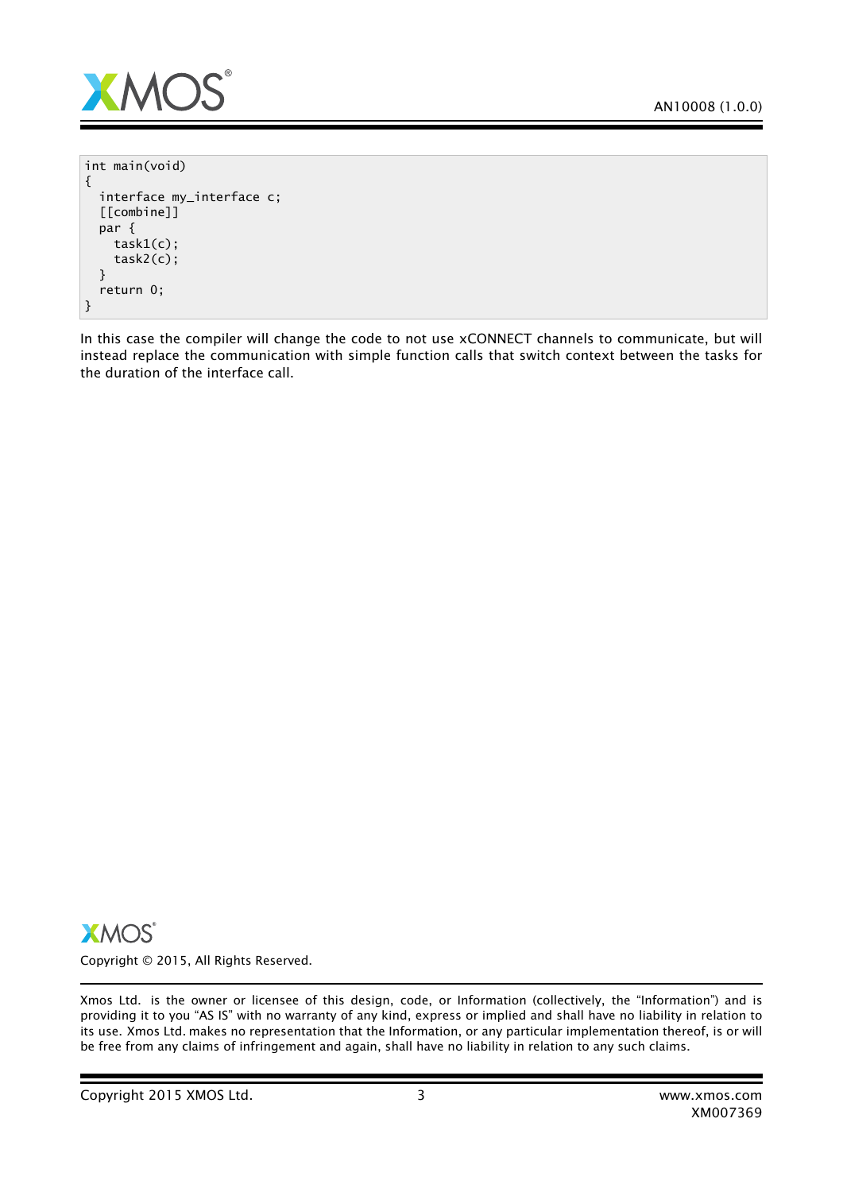```
int main(void)
{
  interface my_interface c;
  [[combine]]
  par {
    task1(c);
    task2(c);
  }
  return 0;
}
```

In this case the compiler will change the code to not use xCONNECT channels to communicate, but will instead replace the communication with simple function calls that switch context between the tasks for the duration of the interface call.

Copyright © 2015, All Rights Reserved.

Xmos Ltd. is the owner or licensee of this design, code, or Information (collectively, the "Information") and is providing it to you "AS IS" with no warranty of any kind, express or implied and shall have no liability in relation to its use. Xmos Ltd. makes no representation that the Information, or any particular implementation thereof, is or will be free from any claims of infringement and again, shall have no liability in relation to any such claims.